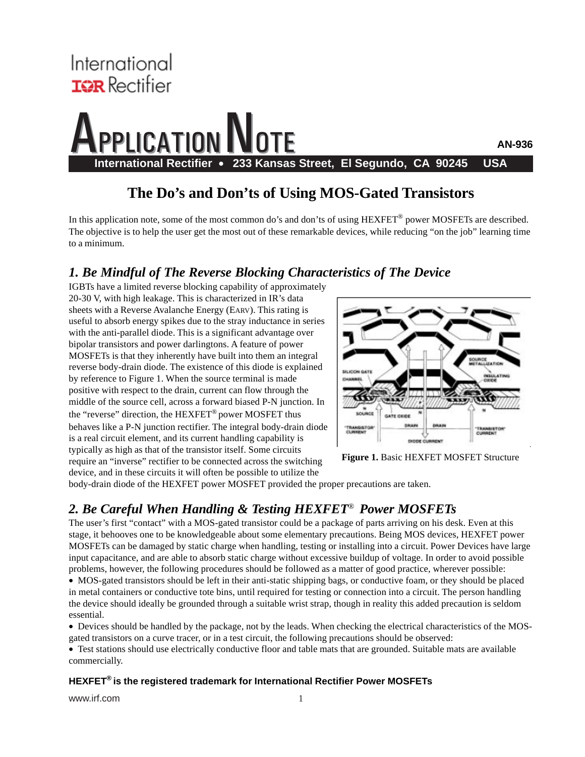International
IOR Rectifier

# APPLICATION NOTE

AN-936

International Rectifier • 233 Kansas Street, El Segundo, CA 90245 USA

## The Do's and Don'ts of Using MOS-Gated Transistors

In this application note, some of the most common do's and don'ts of using HEXFET® power MOSFETs are described. The objective is to help the user get the most out of these remarkable devices, while reducing "on the job" learning time to a minimum.

### *1. Be Mindful of The Reverse Blocking Characteristics of The Device*

IGBTs have a limited reverse blocking capability of approximately 20-30 V, with high leakage. This is characterized in IR's data sheets with a Reverse Avalanche Energy ($E_{ARV}$). This rating is useful to absorb energy spikes due to the stray inductance in series with the anti-parallel diode. This is a significant advantage over bipolar transistors and power darlingtons. A feature of power MOSFETs is that they inherently have built into them an integral reverse body-drain diode. The existence of this diode is explained by reference to Figure 1. When the source terminal is made positive with respect to the drain, current can flow through the middle of the source cell, across a forward biased P-N junction. In the "reverse" direction, the HEXFET® power MOSFET thus behaves like a P-N junction rectifier. The integral body-drain diode is a real circuit element, and its current handling capability is typically as high as that of the transistor itself. Some circuits require an "inverse" rectifier to be connected across the switching device, and in these circuits it will often be possible to utilize the body-drain diode of the HEXFET power MOSFET provided the proper precautions are taken.

**Figure 1.** Basic HEXFET MOSFET Structure

### *2. Be Careful When Handling & Testing HEXFET® Power MOSFETs*

The user's first "contact" with a MOS-gated transistor could be a package of parts arriving on his desk. Even at this stage, it behooves one to be knowledgeable about some elementary precautions. Being MOS devices, HEXFET power MOSFETs can be damaged by static charge when handling, testing or installing into a circuit. Power Devices have large input capacitance, and are able to absorb static charge without excessive buildup of voltage. In order to avoid possible problems, however, the following procedures should be followed as a matter of good practice, wherever possible:

- MOS-gated transistors should be left in their anti-static shipping bags, or conductive foam, or they should be placed in metal containers or conductive tote bins, until required for testing or connection into a circuit. The person handling the device should ideally be grounded through a suitable wrist strap, though in reality this added precaution is seldom essential.
- Devices should be handled by the package, not by the leads. When checking the electrical characteristics of the MOS-gated transistors on a curve tracer, or in a test circuit, the following precautions should be observed:
- Test stations should use electrically conductive floor and table mats that are grounded. Suitable mats are available commercially.

**HEXFET® is the registered trademark for International Rectifier Power MOSFETs**

www.irf.com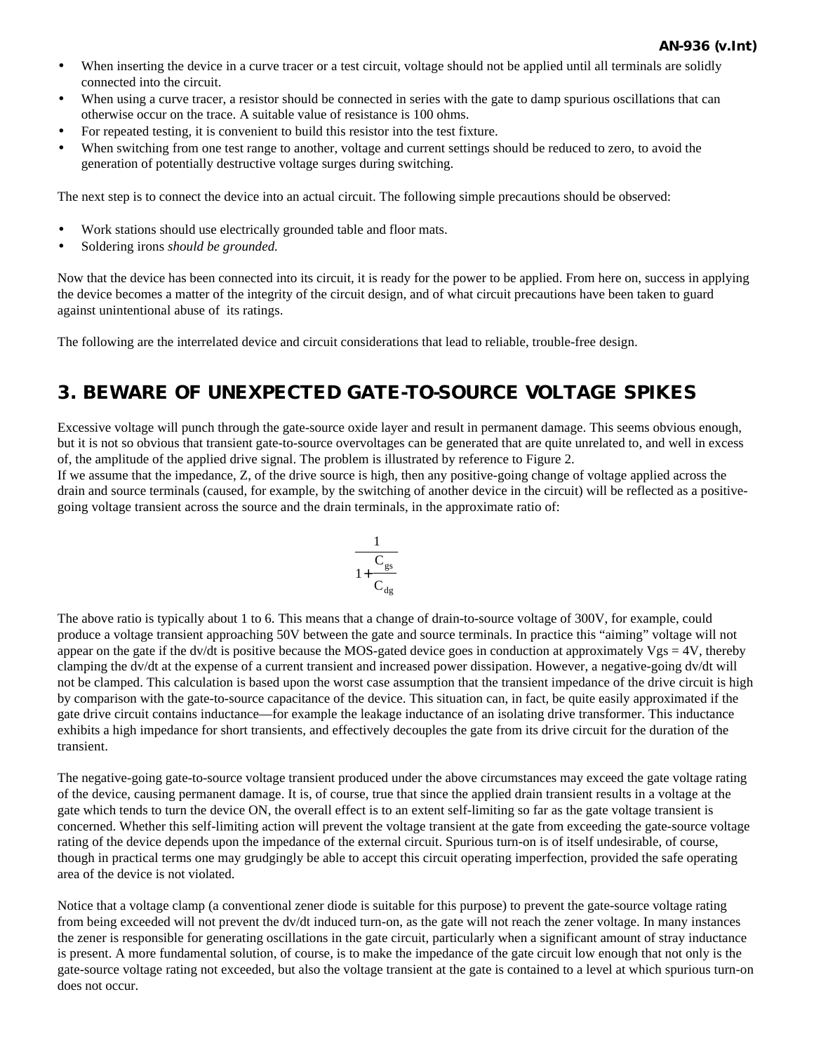- When inserting the device in a curve tracer or a test circuit, voltage should not be applied until all terminals are solidly connected into the circuit.
- When using a curve tracer, a resistor should be connected in series with the gate to damp spurious oscillations that can otherwise occur on the trace. A suitable value of resistance is 100 ohms.
- For repeated testing, it is convenient to build this resistor into the test fixture.
- When switching from one test range to another, voltage and current settings should be reduced to zero, to avoid the generation of potentially destructive voltage surges during switching.

The next step is to connect the device into an actual circuit. The following simple precautions should be observed:

- Work stations should use electrically grounded table and floor mats.
- Soldering irons *should be grounded.*

Now that the device has been connected into its circuit, it is ready for the power to be applied. From here on, success in applying the device becomes a matter of the integrity of the circuit design, and of what circuit precautions have been taken to guard against unintentional abuse of its ratings.

The following are the interrelated device and circuit considerations that lead to reliable, trouble-free design.

## 3. BEWARE OF UNEXPECTED GATE-TO-SOURCE VOLTAGE SPIKES

Excessive voltage will punch through the gate-source oxide layer and result in permanent damage. This seems obvious enough, but it is not so obvious that transient gate-to-source overvoltages can be generated that are quite unrelated to, and well in excess of, the amplitude of the applied drive signal. The problem is illustrated by reference to Figure 2.
If we assume that the impedance, Z, of the drive source is high, then any positive-going change of voltage applied across the drain and source terminals (caused, for example, by the switching of another device in the circuit) will be reflected as a positive-going voltage transient across the source and the drain terminals, in the approximate ratio of:

$$\frac{1}{1+\frac{C_{gs}}{C_{dg}}}$$

The above ratio is typically about 1 to 6. This means that a change of drain-to-source voltage of 300V, for example, could produce a voltage transient approaching 50V between the gate and source terminals. In practice this "aiming" voltage will not appear on the gate if the dv/dt is positive because the MOS-gated device goes in conduction at approximately $V_{gs} = 4V$, thereby clamping the dv/dt at the expense of a current transient and increased power dissipation. However, a negative-going dv/dt will not be clamped. This calculation is based upon the worst case assumption that the transient impedance of the drive circuit is high by comparison with the gate-to-source capacitance of the device. This situation can, in fact, be quite easily approximated if the gate drive circuit contains inductance—for example the leakage inductance of an isolating drive transformer. This inductance exhibits a high impedance for short transients, and effectively decouples the gate from its drive circuit for the duration of the transient.

The negative-going gate-to-source voltage transient produced under the above circumstances may exceed the gate voltage rating of the device, causing permanent damage. It is, of course, true that since the applied drain transient results in a voltage at the gate which tends to turn the device ON, the overall effect is to an extent self-limiting so far as the gate voltage transient is concerned. Whether this self-limiting action will prevent the voltage transient at the gate from exceeding the gate-source voltage rating of the device depends upon the impedance of the external circuit. Spurious turn-on is of itself undesirable, of course, though in practical terms one may grudgingly be able to accept this circuit operating imperfection, provided the safe operating area of the device is not violated.

Notice that a voltage clamp (a conventional zener diode is suitable for this purpose) to prevent the gate-source voltage rating from being exceeded will not prevent the dv/dt induced turn-on, as the gate will not reach the zener voltage. In many instances the zener is responsible for generating oscillations in the gate circuit, particularly when a significant amount of stray inductance is present. A more fundamental solution, of course, is to make the impedance of the gate circuit low enough that not only is the gate-source voltage rating not exceeded, but also the voltage transient at the gate is contained to a level at which spurious turn-on does not occur.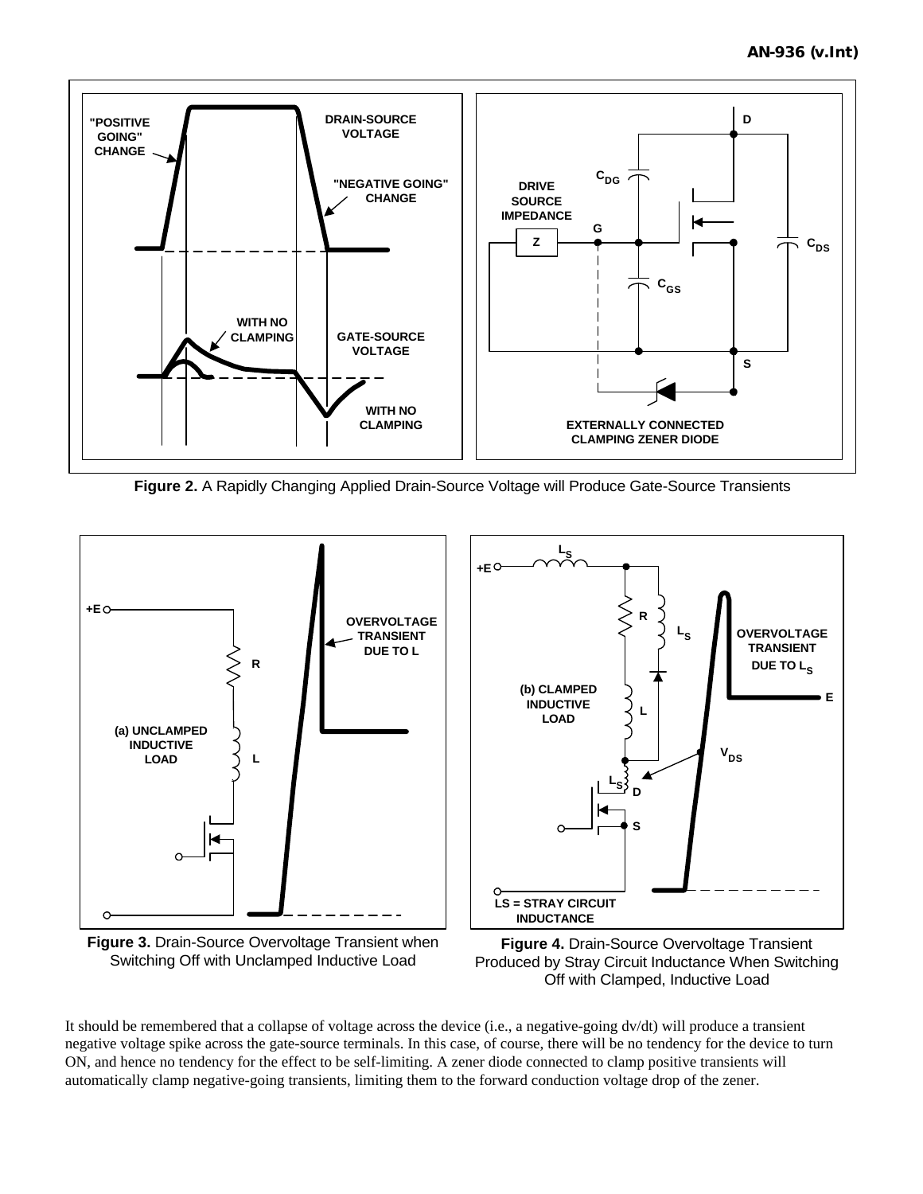**Figure 2.** A Rapidly Changing Applied Drain-Source Voltage will Produce Gate-Source Transients

**Figure 3.** Drain-Source Overvoltage Transient when Switching Off with Unclamped Inductive Load

**Figure 4.** Drain-Source Overvoltage Transient Produced by Stray Circuit Inductance When Switching Off with Clamped, Inductive Load

It should be remembered that a collapse of voltage across the device (i.e., a negative-going dv/dt) will produce a transient negative voltage spike across the gate-source terminals. In this case, of course, there will be no tendency for the device to turn ON, and hence no tendency for the effect to be self-limiting. A zener diode connected to clamp positive transients will automatically clamp negative-going transients, limiting them to the forward conduction voltage drop of the zener.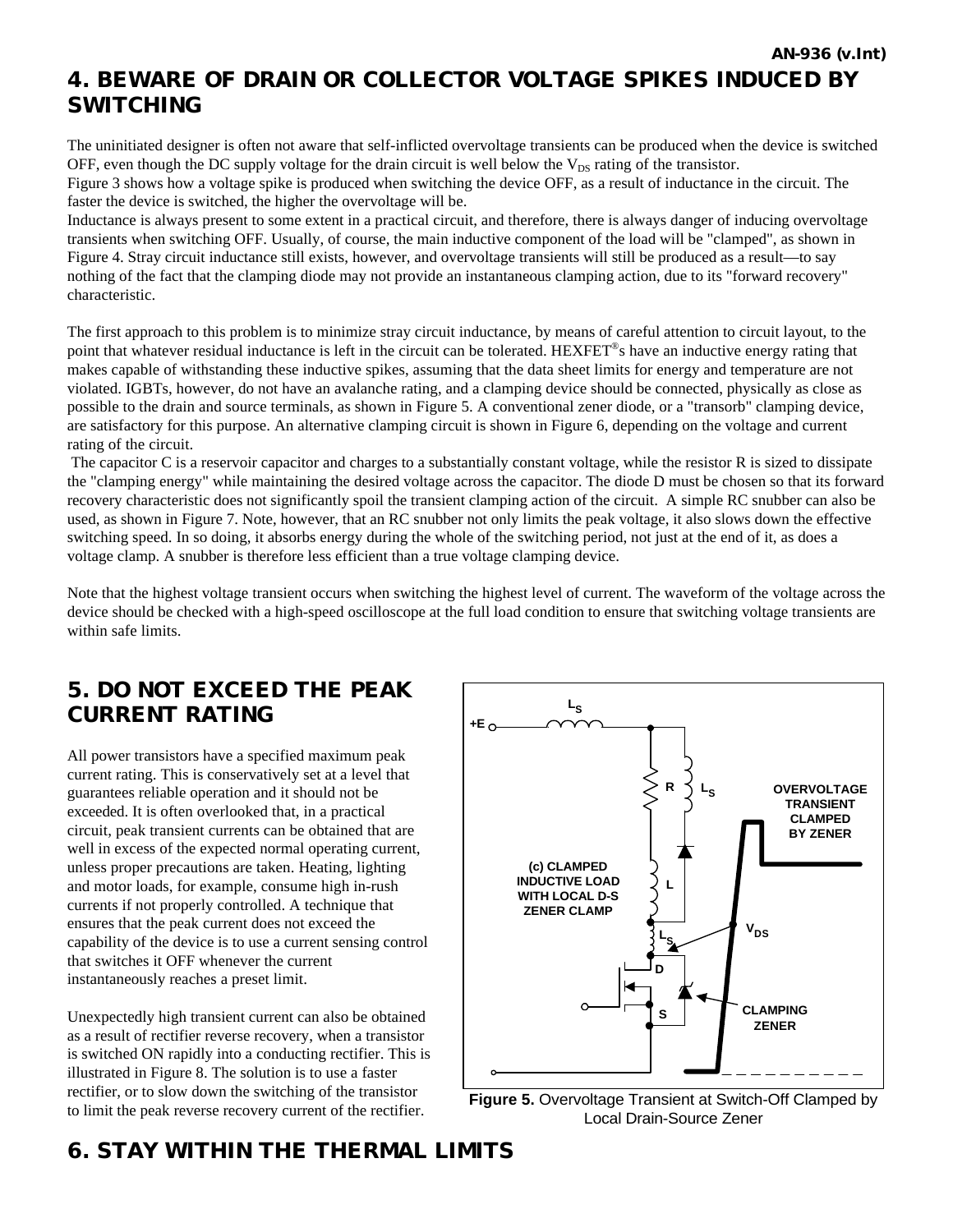## 4. BEWARE OF DRAIN OR COLLECTOR VOLTAGE SPIKES INDUCED BY SWITCHING

The uninitiated designer is often not aware that self-inflicted overvoltage transients can be produced when the device is switched OFF, even though the DC supply voltage for the drain circuit is well below the $V_{DS}$ rating of the transistor.
Figure 3 shows how a voltage spike is produced when switching the device OFF, as a result of inductance in the circuit. The faster the device is switched, the higher the overvoltage will be.
Inductance is always present to some extent in a practical circuit, and therefore, there is always danger of inducing overvoltage transients when switching OFF. Usually, of course, the main inductive component of the load will be "clamped", as shown in Figure 4. Stray circuit inductance still exists, however, and overvoltage transients will still be produced as a result—to say nothing of the fact that the clamping diode may not provide an instantaneous clamping action, due to its "forward recovery" characteristic.

The first approach to this problem is to minimize stray circuit inductance, by means of careful attention to circuit layout, to the point that whatever residual inductance is left in the circuit can be tolerated. HEXFET®s have an inductive energy rating that makes capable of withstanding these inductive spikes, assuming that the data sheet limits for energy and temperature are not violated. IGBTs, however, do not have an avalanche rating, and a clamping device should be connected, physically as close as possible to the drain and source terminals, as shown in Figure 5. A conventional zener diode, or a "transorb" clamping device, are satisfactory for this purpose. An alternative clamping circuit is shown in Figure 6, depending on the voltage and current rating of the circuit.
The capacitor C is a reservoir capacitor and charges to a substantially constant voltage, while the resistor R is sized to dissipate the "clamping energy" while maintaining the desired voltage across the capacitor. The diode D must be chosen so that its forward recovery characteristic does not significantly spoil the transient clamping action of the circuit. A simple RC snubber can also be used, as shown in Figure 7. Note, however, that an RC snubber not only limits the peak voltage, it also slows down the effective switching speed. In so doing, it absorbs energy during the whole of the switching period, not just at the end of it, as does a voltage clamp. A snubber is therefore less efficient than a true voltage clamping device.

Note that the highest voltage transient occurs when switching the highest level of current. The waveform of the voltage across the device should be checked with a high-speed oscilloscope at the full load condition to ensure that switching voltage transients are within safe limits.

## 5. DO NOT EXCEED THE PEAK CURRENT RATING

All power transistors have a specified maximum peak current rating. This is conservatively set at a level that guarantees reliable operation and it should not be exceeded. It is often overlooked that, in a practical circuit, peak transient currents can be obtained that are well in excess of the expected normal operating current, unless proper precautions are taken. Heating, lighting and motor loads, for example, consume high in-rush currents if not properly controlled. A technique that ensures that the peak current does not exceed the capability of the device is to use a current sensing control that switches it OFF whenever the current instantaneously reaches a preset limit.

Unexpectedly high transient current can also be obtained as a result of rectifier reverse recovery, when a transistor is switched ON rapidly into a conducting rectifier. This is illustrated in Figure 8. The solution is to use a faster rectifier, or to slow down the switching of the transistor to limit the peak reverse recovery current of the rectifier.

**Figure 5.** Overvoltage Transient at Switch-Off Clamped by Local Drain-Source Zener

## 6. STAY WITHIN THE THERMAL LIMITS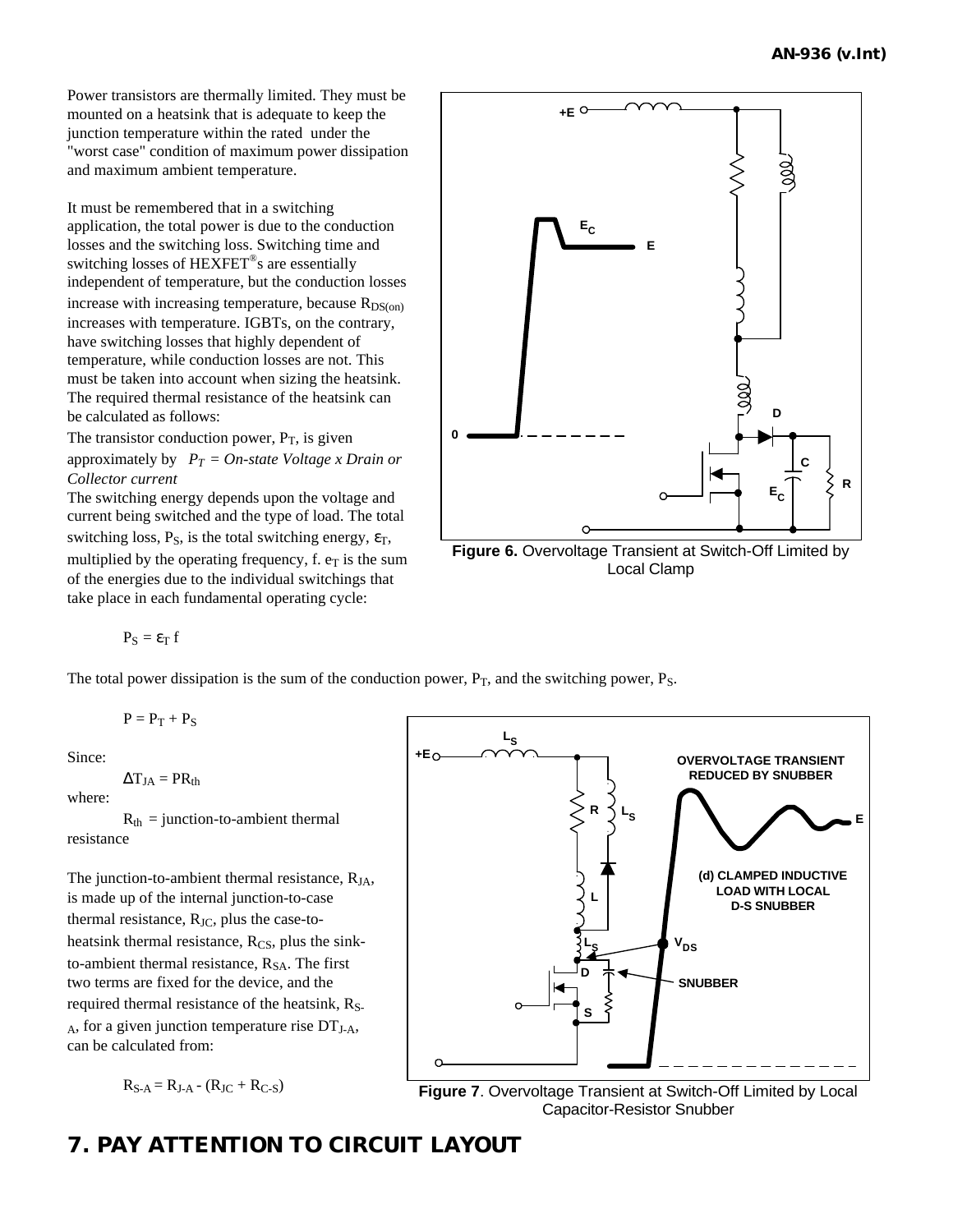Power transistors are thermally limited. They must be mounted on a heatsink that is adequate to keep the junction temperature within the rated under the "worst case" condition of maximum power dissipation and maximum ambient temperature.

It must be remembered that in a switching application, the total power is due to the conduction losses and the switching loss. Switching time and switching losses of HEXFET®s are essentially independent of temperature, but the conduction losses increase with increasing temperature, because $R_{DS(on)}$ increases with temperature. IGBTs, on the contrary, have switching losses that highly dependent of temperature, while conduction losses are not. This must be taken into account when sizing the heatsink. The required thermal resistance of the heatsink can be calculated as follows:

The transistor conduction power, $P_T$, is given approximately by *$P_T$ = On-state Voltage x Drain or Collector current*

The switching energy depends upon the voltage and current being switched and the type of load. The total switching loss, $P_S$, is the total switching energy, $\varepsilon_T$, multiplied by the operating frequency, f. $e_T$ is the sum of the energies due to the individual switchings that take place in each fundamental operating cycle:

$$P_S = \varepsilon_T f$$

Figure 6. Overvoltage Transient at Switch-Off Limited by Local Clamp

The total power dissipation is the sum of the conduction power, $P_T$, and the switching power, $P_S$.

$$P = P_T + P_S$$

Since:

$$\Delta T_{JA} = PR_{th}$$

where:

$R_{th}$ = junction-to-ambient thermal resistance

The junction-to-ambient thermal resistance, $R_{JA}$, is made up of the internal junction-to-case thermal resistance, $R_{JC}$, plus the case-to-heatsink thermal resistance, $R_{CS}$, plus the sink-to-ambient thermal resistance, $R_{SA}$. The first two terms are fixed for the device, and the required thermal resistance of the heatsink, $R_{S-A}$, for a given junction temperature rise $DT_{J-A}$, can be calculated from:

$$R_{S-A} = R_{J-A} - (R_{JC} + R_{C-S})$$

**Figure 7**. Overvoltage Transient at Switch-Off Limited by Local Capacitor-Resistor Snubber

## 7. PAY ATTENTION TO CIRCUIT LAYOUT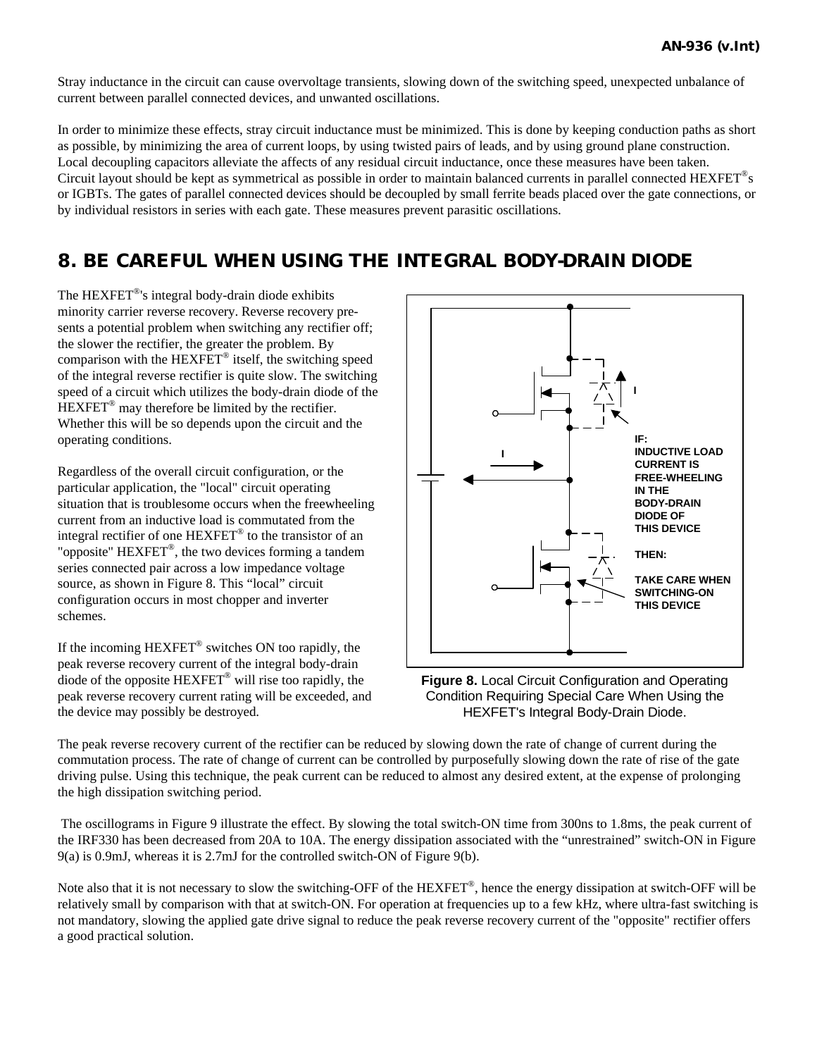Stray inductance in the circuit can cause overvoltage transients, slowing down of the switching speed, unexpected unbalance of current between parallel connected devices, and unwanted oscillations.

In order to minimize these effects, stray circuit inductance must be minimized. This is done by keeping conduction paths as short as possible, by minimizing the area of current loops, by using twisted pairs of leads, and by using ground plane construction. Local decoupling capacitors alleviate the affects of any residual circuit inductance, once these measures have been taken. Circuit layout should be kept as symmetrical as possible in order to maintain balanced currents in parallel connected HEXFET®s or IGBTs. The gates of parallel connected devices should be decoupled by small ferrite beads placed over the gate connections, or by individual resistors in series with each gate. These measures prevent parasitic oscillations.

## 8. BE CAREFUL WHEN USING THE INTEGRAL BODY-DRAIN DIODE

The HEXFET®'s integral body-drain diode exhibits minority carrier reverse recovery. Reverse recovery presents a potential problem when switching any rectifier off; the slower the rectifier, the greater the problem. By comparison with the HEXFET® itself, the switching speed of the integral reverse rectifier is quite slow. The switching speed of a circuit which utilizes the body-drain diode of the HEXFET® may therefore be limited by the rectifier. Whether this will be so depends upon the circuit and the operating conditions.

Regardless of the overall circuit configuration, or the particular application, the "local" circuit operating situation that is troublesome occurs when the freewheeling current from an inductive load is commutated from the integral rectifier of one HEXFET® to the transistor of an "opposite" HEXFET®, the two devices forming a tandem series connected pair across a low impedance voltage source, as shown in Figure 8. This "local" circuit configuration occurs in most chopper and inverter schemes.

If the incoming HEXFET® switches ON too rapidly, the peak reverse recovery current of the integral body-drain diode of the opposite HEXFET® will rise too rapidly, the peak reverse recovery current rating will be exceeded, and the device may possibly be destroyed.

I

I

IF:
INDUCTIVE LOAD
CURRENT IS
FREE-WHEELING
IN THE
BODY-DRAIN
DIODE OF
THIS DEVICE

THEN:

TAKE CARE WHEN
SWITCHING-ON
THIS DEVICE

**Figure 8.** Local Circuit Configuration and Operating Condition Requiring Special Care When Using the HEXFET's Integral Body-Drain Diode.

The peak reverse recovery current of the rectifier can be reduced by slowing down the rate of change of current during the commutation process. The rate of change of current can be controlled by purposefully slowing down the rate of rise of the gate driving pulse. Using this technique, the peak current can be reduced to almost any desired extent, at the expense of prolonging the high dissipation switching period.

The oscillograms in Figure 9 illustrate the effect. By slowing the total switch-ON time from 300ns to 1.8ms, the peak current of the IRF330 has been decreased from 20A to 10A. The energy dissipation associated with the "unrestrained" switch-ON in Figure 9(a) is 0.9mJ, whereas it is 2.7mJ for the controlled switch-ON of Figure 9(b).

Note also that it is not necessary to slow the switching-OFF of the HEXFET®, hence the energy dissipation at switch-OFF will be relatively small by comparison with that at switch-ON. For operation at frequencies up to a few kHz, where ultra-fast switching is not mandatory, slowing the applied gate drive signal to reduce the peak reverse recovery current of the "opposite" rectifier offers a good practical solution.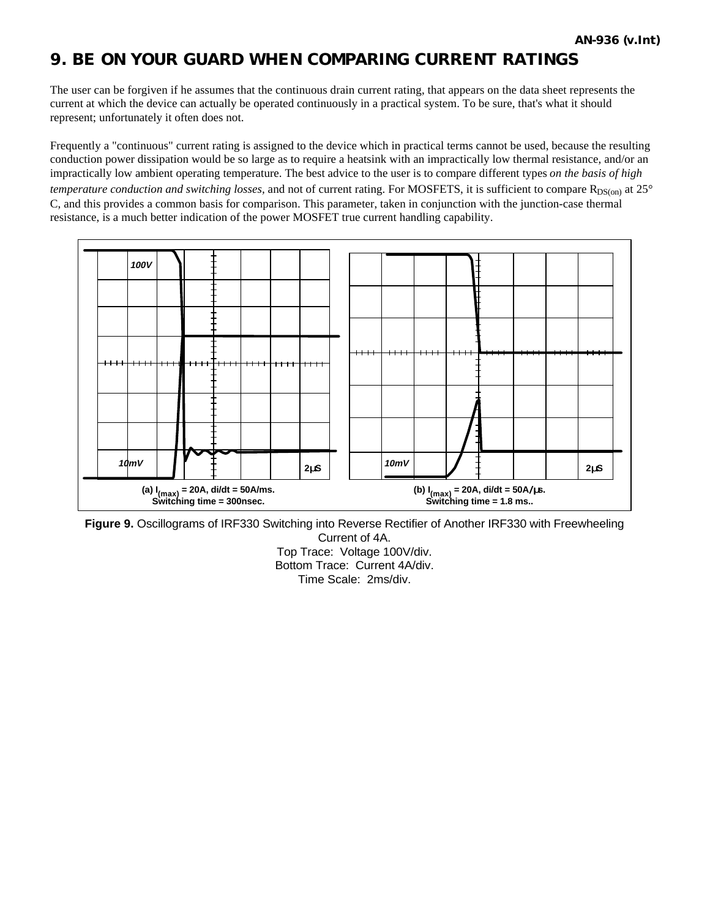## 9. BE ON YOUR GUARD WHEN COMPARING CURRENT RATINGS

The user can be forgiven if he assumes that the continuous drain current rating, that appears on the data sheet represents the current at which the device can actually be operated continuously in a practical system. To be sure, that's what it should represent; unfortunately it often does not.

Frequently a "continuous" current rating is assigned to the device which in practical terms cannot be used, because the resulting conduction power dissipation would be so large as to require a heatsink with an impractically low thermal resistance, and/or an impractically low ambient operating temperature. The best advice to the user is to compare different types *on the basis of high temperature conduction and switching losses*, and not of current rating. For MOSFETS, it is sufficient to compare $R_{DS(on)}$ at 25° C, and this provides a common basis for comparison. This parameter, taken in conjunction with the junction-case thermal resistance, is a much better indication of the power MOSFET true current handling capability.

100V

10mV

2µS

(a) $I_{(max)}$ = 20A, di/dt = 50A/ms.
Switching time = 300nsec.

10mV

2µS

(b) $I_{(max)}$ = 20A, di/dt = 50A/µs.
Switching time = 1.8 ms..

**Figure 9.** Oscillograms of IRF330 Switching into Reverse Rectifier of Another IRF330 with Freewheeling Current of 4A.
Top Trace: Voltage 100V/div.
Bottom Trace: Current 4A/div.
Time Scale: 2ms/div.